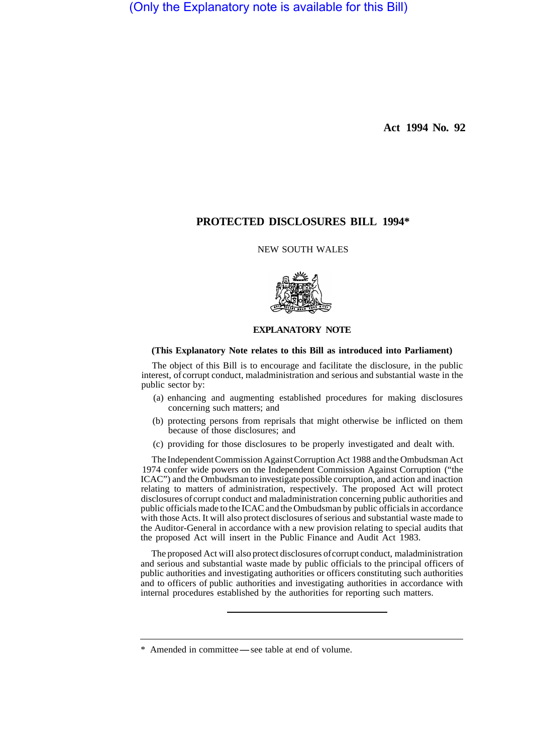(Only the Explanatory note is available for this Bill)

**Act 1994 No. 92**

# PROTECTED DISCLOSURES BILL 1994*

NEW SOUTH WALES

## EXPLANATORY NOTE

**(This Explanatory Note relates to this Bill as introduced into Parliament)**

The object of this Bill is to encourage and facilitate the disclosure, in the public interest, of corrupt conduct, maladministration and serious and substantial waste in the public sector by:

(a) enhancing and augmenting established procedures for making disclosures concerning such matters; and

(b) protecting persons from reprisals that might otherwise be inflicted on them because of those disclosures; and

(c) providing for those disclosures to be properly investigated and dealt with.

The Independent Commission Against Corruption Act 1988 and the Ombudsman Act 1974 confer wide powers on the Independent Commission Against Corruption ("the ICAC") and the Ombudsman to investigate possible corruption, and action and inaction relating to matters of administration, respectively. The proposed Act will protect disclosures of corrupt conduct and maladministration concerning public authorities and public officials made to the ICAC and the Ombudsman by public officials in accordance with those Acts. It will also protect disclosures of serious and substantial waste made to the Auditor-General in accordance with a new provision relating to special audits that the proposed Act will insert in the Public Finance and Audit Act 1983.

The proposed Act will also protect disclosures of corrupt conduct, maladministration and serious and substantial waste made by public officials to the principal officers of public authorities and investigating authorities or officers constituting such authorities and to officers of public authorities and investigating authorities in accordance with internal procedures established by the authorities for reporting such matters.

---

\* Amended in committee — see table at end of volume.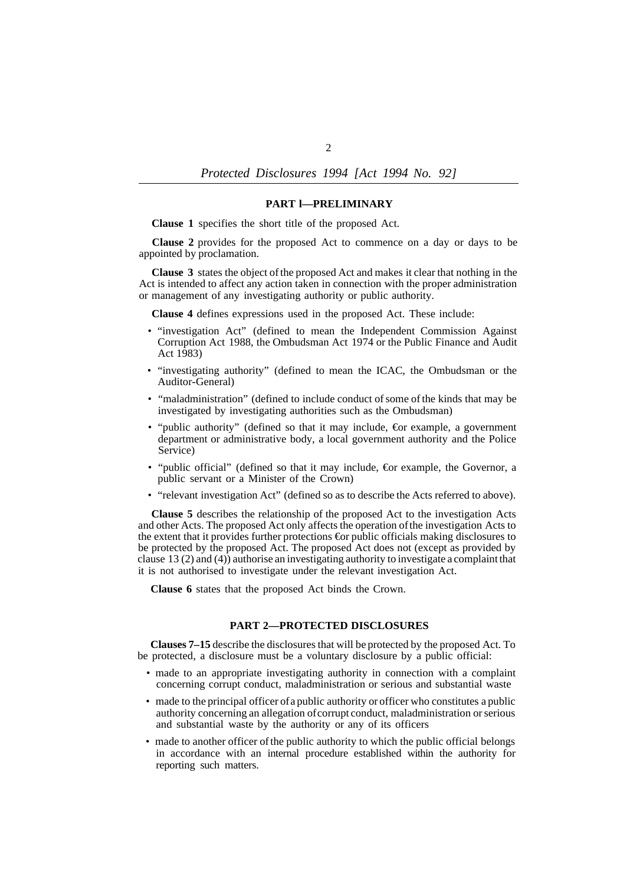## PART 1—PRELIMINARY

**Clause 1** specifies the short title of the proposed Act.

**Clause 2** provides for the proposed Act to commence on a day or days to be appointed by proclamation.

**Clause 3** states the object of the proposed Act and makes it clear that nothing in the Act is intended to affect any action taken in connection with the proper administration or management of any investigating authority or public authority.

**Clause 4** defines expressions used in the proposed Act. These include:

- "investigation Act" (defined to mean the Independent Commission Against Corruption Act 1988, the Ombudsman Act 1974 or the Public Finance and Audit Act 1983)
- "investigating authority" (defined to mean the ICAC, the Ombudsman or the Auditor-General)
- "maladministration" (defined to include conduct of some of the kinds that may be investigated by investigating authorities such as the Ombudsman)
- "public authority" (defined so that it may include, €or example, a government department or administrative body, a local government authority and the Police Service)
- "public official" (defined so that it may include, €or example, the Governor, a public servant or a Minister of the Crown)
- "relevant investigation Act" (defined so as to describe the Acts referred to above).

**Clause 5** describes the relationship of the proposed Act to the investigation Acts and other Acts. The proposed Act only affects the operation of the investigation Acts to the extent that it provides further protections €or public officials making disclosures to be protected by the proposed Act. The proposed Act does not (except as provided by clause 13 (2) and (4)) authorise an investigating authority to investigate a complaint that it is not authorised to investigate under the relevant investigation Act.

**Clause 6** states that the proposed Act binds the Crown.

## PART 2—PROTECTED DISCLOSURES

**Clauses 7–15** describe the disclosures that will be protected by the proposed Act. To be protected, a disclosure must be a voluntary disclosure by a public official:

- made to an appropriate investigating authority in connection with a complaint concerning corrupt conduct, maladministration or serious and substantial waste
- made to the principal officer of a public authority or officer who constitutes a public authority concerning an allegation of corrupt conduct, maladministration or serious and substantial waste by the authority or any of its officers
- made to another officer of the public authority to which the public official belongs in accordance with an internal procedure established within the authority for reporting such matters.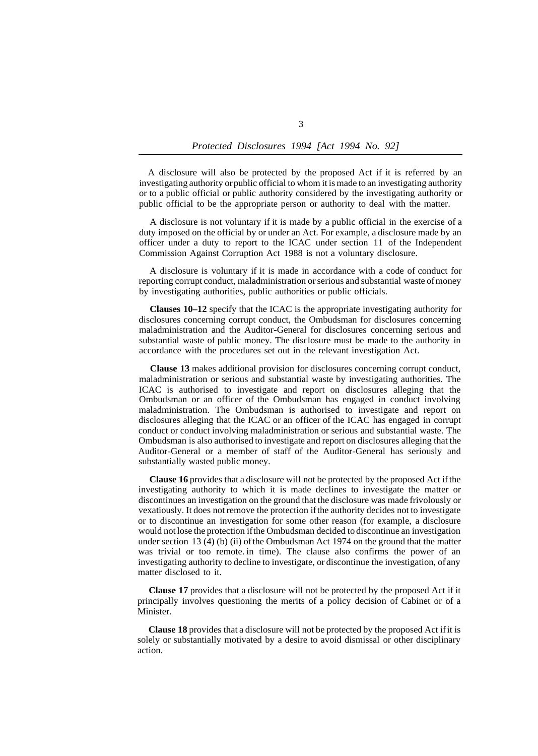A disclosure will also be protected by the proposed Act if it is referred by an investigating authority or public official to whom it is made to an investigating authority or to a public official or public authority considered by the investigating authority or public official to be the appropriate person or authority to deal with the matter.

A disclosure is not voluntary if it is made by a public official in the exercise of a duty imposed on the official by or under an Act. For example, a disclosure made by an officer under a duty to report to the ICAC under section 11 of the Independent Commission Against Corruption Act 1988 is not a voluntary disclosure.

A disclosure is voluntary if it is made in accordance with a code of conduct for reporting corrupt conduct, maladministration or serious and substantial waste of money by investigating authorities, public authorities or public officials.

**Clauses 10–12** specify that the ICAC is the appropriate investigating authority for disclosures concerning corrupt conduct, the Ombudsman for disclosures concerning maladministration and the Auditor-General for disclosures concerning serious and substantial waste of public money. The disclosure must be made to the authority in accordance with the procedures set out in the relevant investigation Act.

**Clause 13** makes additional provision for disclosures concerning corrupt conduct, maladministration or serious and substantial waste by investigating authorities. The ICAC is authorised to investigate and report on disclosures alleging that the Ombudsman or an officer of the Ombudsman has engaged in conduct involving maladministration. The Ombudsman is authorised to investigate and report on disclosures alleging that the ICAC or an officer of the ICAC has engaged in corrupt conduct or conduct involving maladministration or serious and substantial waste. The Ombudsman is also authorised to investigate and report on disclosures alleging that the Auditor-General or a member of staff of the Auditor-General has seriously and substantially wasted public money.

**Clause 16** provides that a disclosure will not be protected by the proposed Act if the investigating authority to which it is made declines to investigate the matter or discontinues an investigation on the ground that the disclosure was made frivolously or vexatiously. It does not remove the protection if the authority decides not to investigate or to discontinue an investigation for some other reason (for example, a disclosure would not lose the protection if the Ombudsman decided to discontinue an investigation under section 13 (4) (b) (ii) of the Ombudsman Act 1974 on the ground that the matter was trivial or too remote. in time). The clause also confirms the power of an investigating authority to decline to investigate, or discontinue the investigation, of any matter disclosed to it.

**Clause 17** provides that a disclosure will not be protected by the proposed Act if it principally involves questioning the merits of a policy decision of Cabinet or of a Minister.

**Clause 18** provides that a disclosure will not be protected by the proposed Act if it is solely or substantially motivated by a desire to avoid dismissal or other disciplinary action.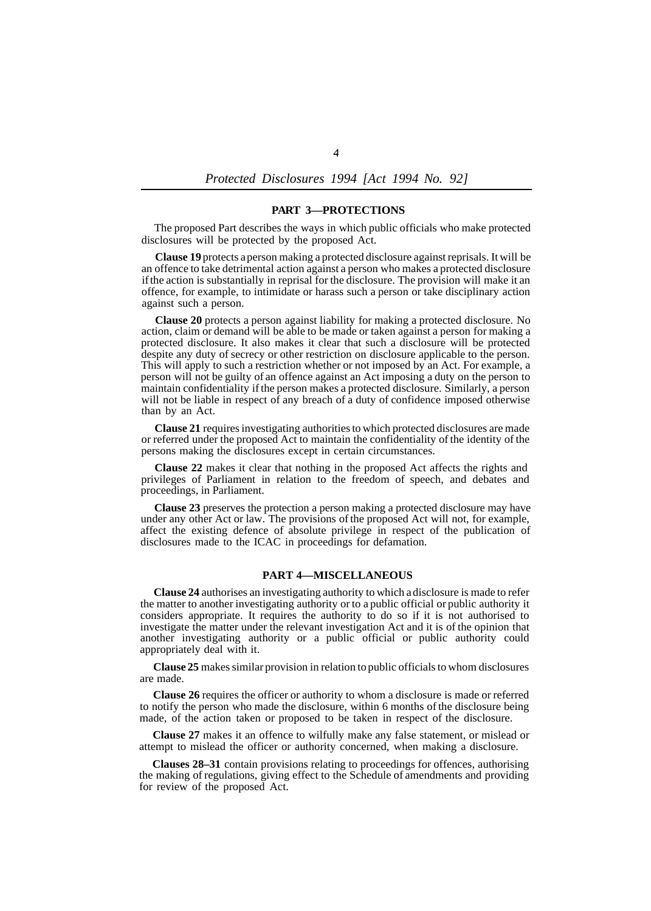## PART 3—PROTECTIONS

The proposed Part describes the ways in which public officials who make protected disclosures will be protected by the proposed Act.

**Clause 19** protects a person making a protected disclosure against reprisals. It will be an offence to take detrimental action against a person who makes a protected disclosure if the action is substantially in reprisal for the disclosure. The provision will make it an offence, for example, to intimidate or harass such a person or take disciplinary action against such a person.

**Clause 20** protects a person against liability for making a protected disclosure. No action, claim or demand will be able to be made or taken against a person for making a protected disclosure. It also makes it clear that such a disclosure will be protected despite any duty of secrecy or other restriction on disclosure applicable to the person. This will apply to such a restriction whether or not imposed by an Act. For example, a person will not be guilty of an offence against an Act imposing a duty on the person to maintain confidentiality if the person makes a protected disclosure. Similarly, a person will not be liable in respect of any breach of a duty of confidence imposed otherwise than by an Act.

**Clause 21** requires investigating authorities to which protected disclosures are made or referred under the proposed Act to maintain the confidentiality of the identity of the persons making the disclosures except in certain circumstances.

**Clause 22** makes it clear that nothing in the proposed Act affects the rights and privileges of Parliament in relation to the freedom of speech, and debates and proceedings, in Parliament.

**Clause 23** preserves the protection a person making a protected disclosure may have under any other Act or law. The provisions of the proposed Act will not, for example, affect the existing defence of absolute privilege in respect of the publication of disclosures made to the ICAC in proceedings for defamation.

## PART 4—MISCELLANEOUS

**Clause 24** authorises an investigating authority to which a disclosure is made to refer the matter to another investigating authority or to a public official or public authority it considers appropriate. It requires the authority to do so if it is not authorised to investigate the matter under the relevant investigation Act and it is of the opinion that another investigating authority or a public official or public authority could appropriately deal with it.

**Clause 25** makes similar provision in relation to public officials to whom disclosures are made.

**Clause 26** requires the officer or authority to whom a disclosure is made or referred to notify the person who made the disclosure, within 6 months of the disclosure being made, of the action taken or proposed to be taken in respect of the disclosure.

**Clause 27** makes it an offence to wilfully make any false statement, or mislead or attempt to mislead the officer or authority concerned, when making a disclosure.

**Clauses 28–31** contain provisions relating to proceedings for offences, authorising the making of regulations, giving effect to the Schedule of amendments and providing for review of the proposed Act.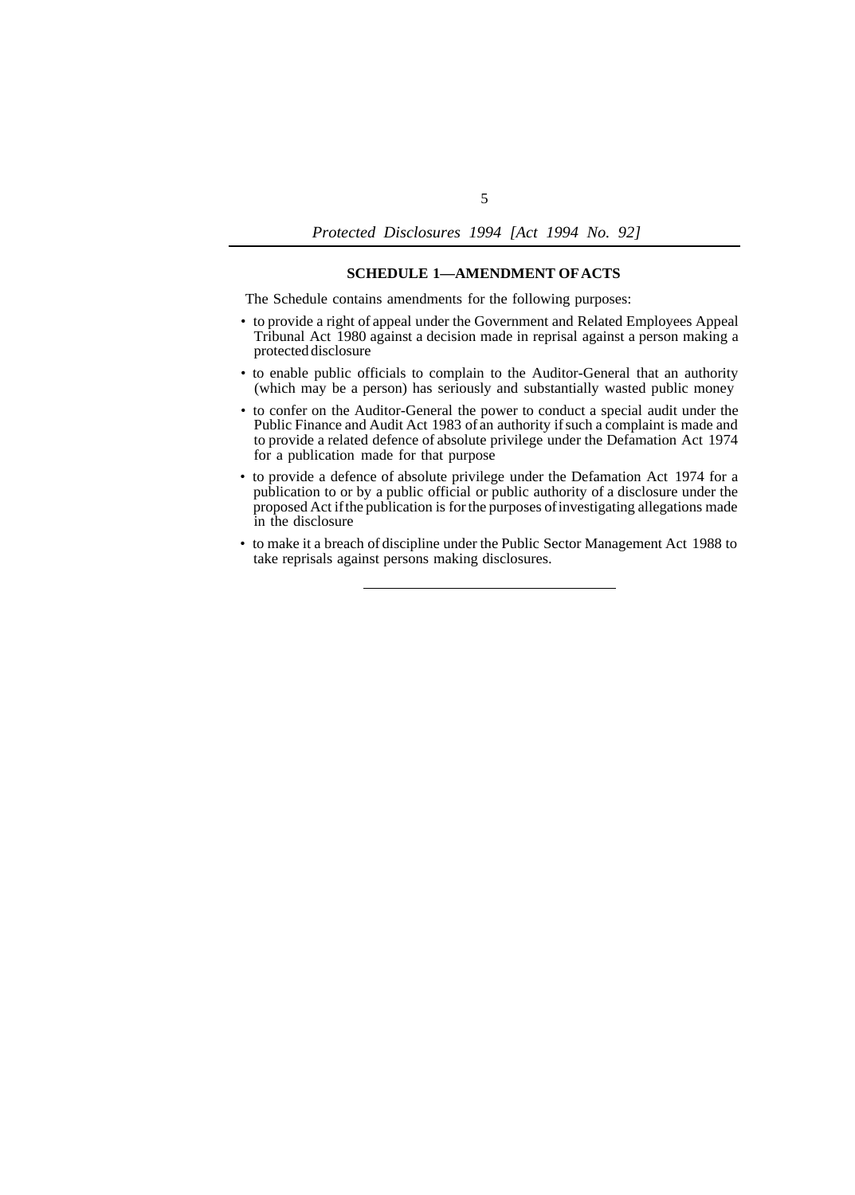## SCHEDULE 1—AMENDMENT OF ACTS

The Schedule contains amendments for the following purposes:

- to provide a right of appeal under the Government and Related Employees Appeal Tribunal Act 1980 against a decision made in reprisal against a person making a protected disclosure
- to enable public officials to complain to the Auditor-General that an authority (which may be a person) has seriously and substantially wasted public money
- to confer on the Auditor-General the power to conduct a special audit under the Public Finance and Audit Act 1983 of an authority if such a complaint is made and to provide a related defence of absolute privilege under the Defamation Act 1974 for a publication made for that purpose
- to provide a defence of absolute privilege under the Defamation Act 1974 for a publication to or by a public official or public authority of a disclosure under the proposed Act if the publication is for the purposes of investigating allegations made in the disclosure
- to make it a breach of discipline under the Public Sector Management Act 1988 to take reprisals against persons making disclosures.